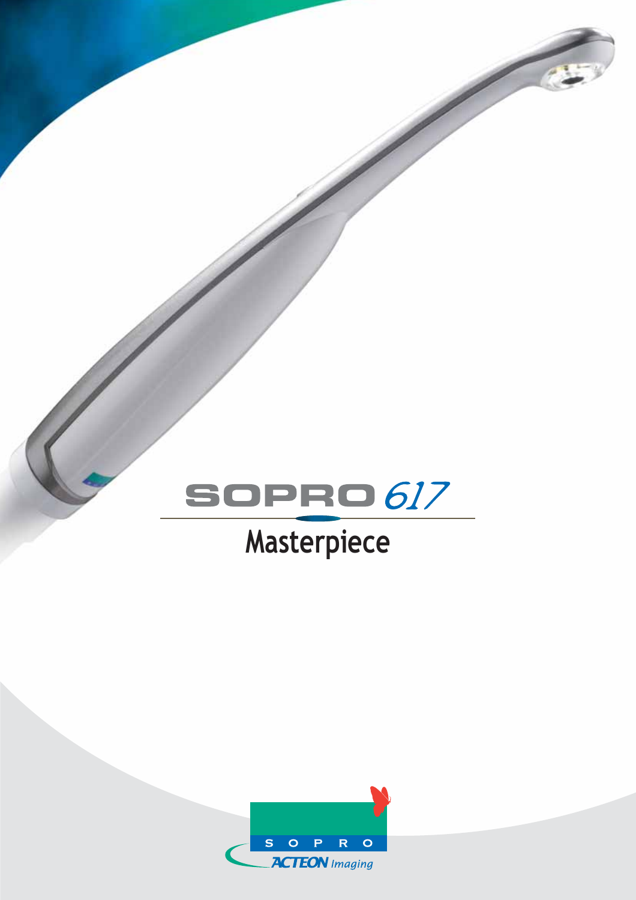# SOPRO *617*

## Masterpiece

SOPRO

ACTEON *Imaging*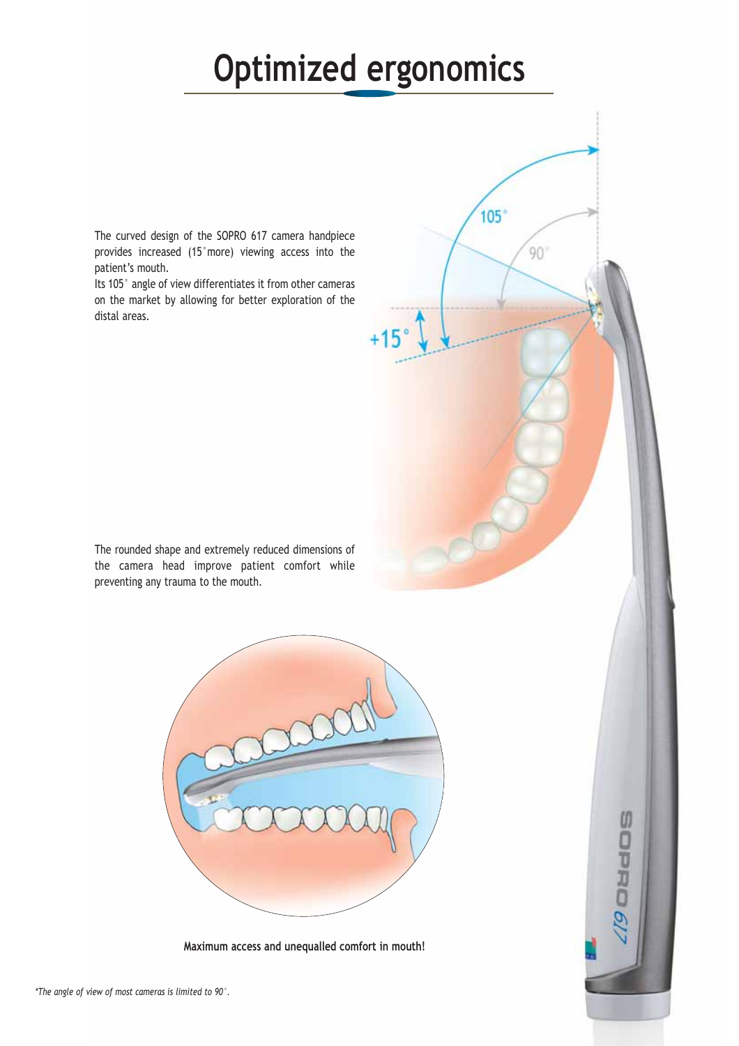# Optimized ergonomics

The curved design of the SOPRO 617 camera handpiece provides increased (15°more) viewing access into the patient's mouth.
Its 105° angle of view differentiates it from other cameras on the market by allowing for better exploration of the distal areas.

The rounded shape and extremely reduced dimensions of the camera head improve patient comfort while preventing any trauma to the mouth.

**Maximum access and unequalled comfort in mouth!**

*\*The angle of view of most cameras is limited to 90°.*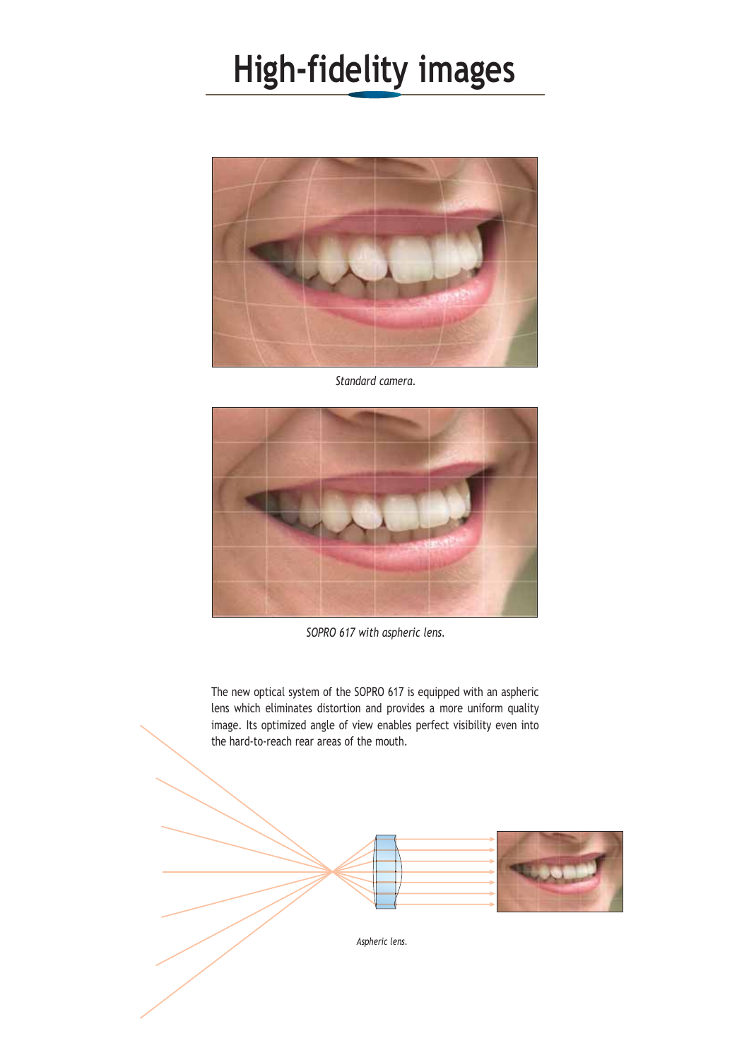# High-fidelity images

*Standard camera.*

*SOPRO 617 with aspheric lens.*

The new optical system of the SOPRO 617 is equipped with an aspheric lens which eliminates distortion and provides a more uniform quality image. Its optimized angle of view enables perfect visibility even into the hard-to-reach rear areas of the mouth.

*Aspheric lens.*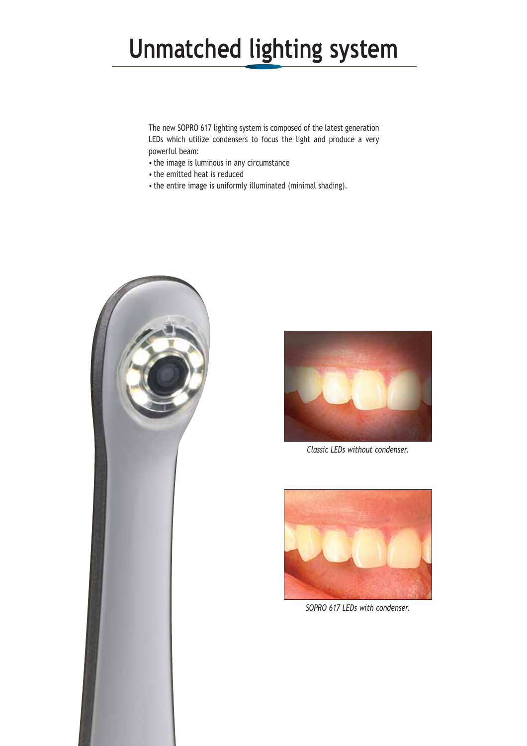# Unmatched lighting system

The new SOPRO 617 lighting system is composed of the latest generation LEDs which utilize condensers to focus the light and produce a very powerful beam:

- the image is luminous in any circumstance
- the emitted heat is reduced
- the entire image is uniformly illuminated (minimal shading).

*Classic LEDs without condenser.*

*SOPRO 617 LEDs with condenser.*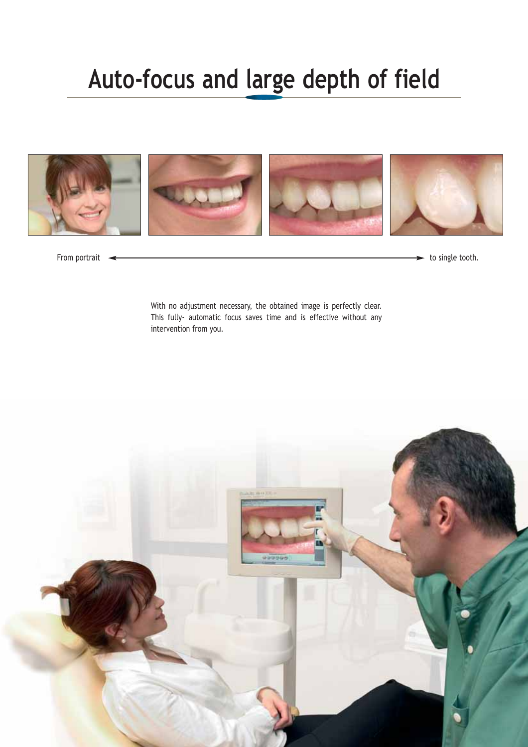# Auto-focus and large depth of field

From portrait ⟵⟶ to single tooth.

With no adjustment necessary, the obtained image is perfectly clear. This fully- automatic focus saves time and is effective without any intervention from you.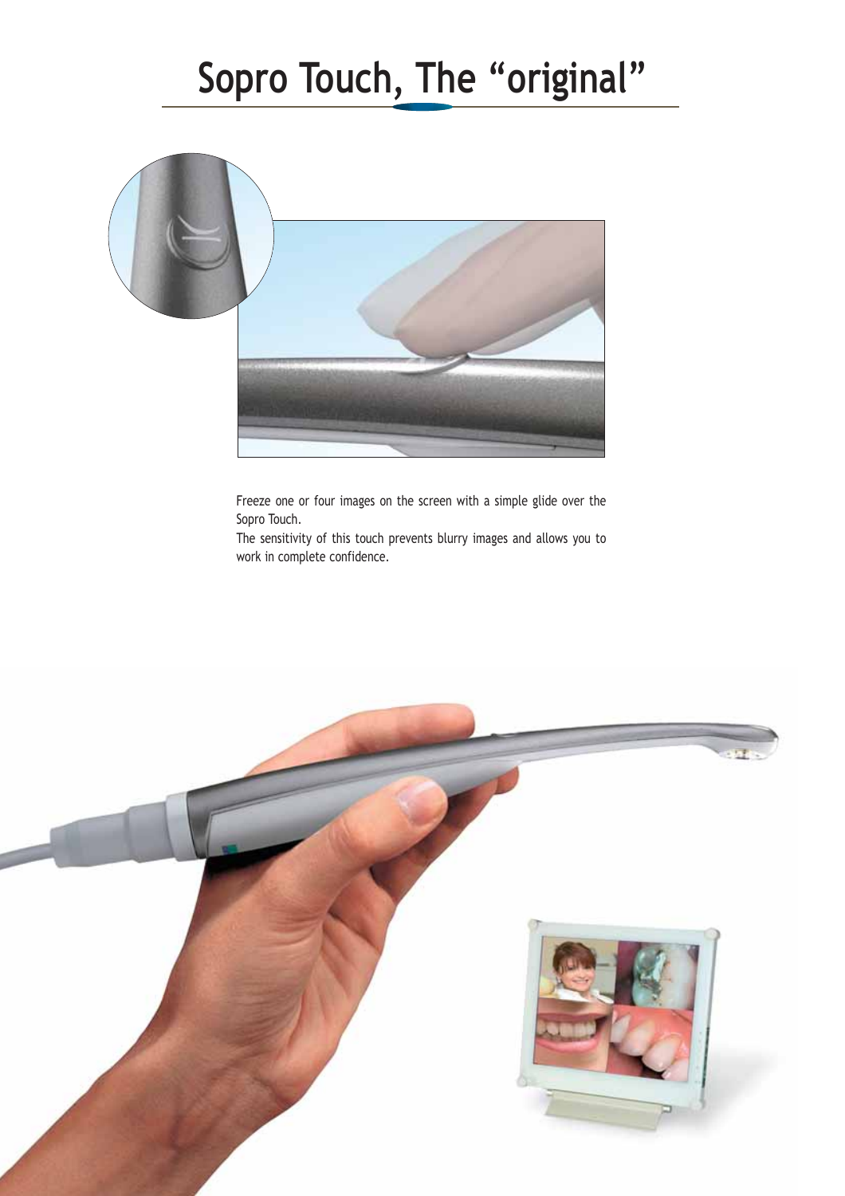# Sopro Touch, The “original”

Freeze one or four images on the screen with a simple glide over the Sopro Touch.
The sensitivity of this touch prevents blurry images and allows you to work in complete confidence.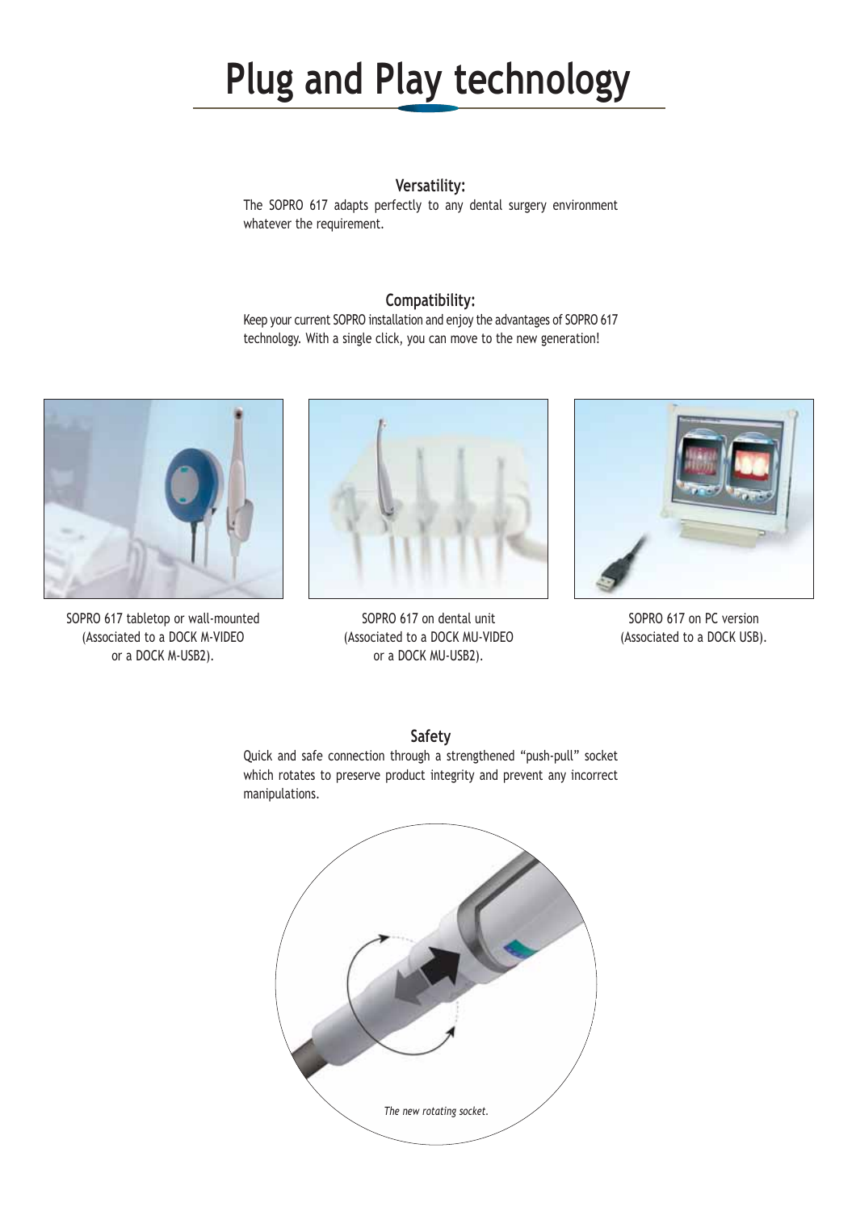# Plug and Play technology

### Versatility:

The SOPRO 617 adapts perfectly to any dental surgery environment whatever the requirement.

### Compatibility:

Keep your current SOPRO installation and enjoy the advantages of SOPRO 617 technology. With a single click, you can move to the new generation!

SOPRO 617 tabletop or wall-mounted (Associated to a DOCK M-VIDEO or a DOCK M-USB2).

SOPRO 617 on dental unit (Associated to a DOCK MU-VIDEO or a DOCK MU-USB2).

SOPRO 617 on PC version (Associated to a DOCK USB).

### Safety

Quick and safe connection through a strengthened "push-pull" socket which rotates to preserve product integrity and prevent any incorrect manipulations.

*The new rotating socket.*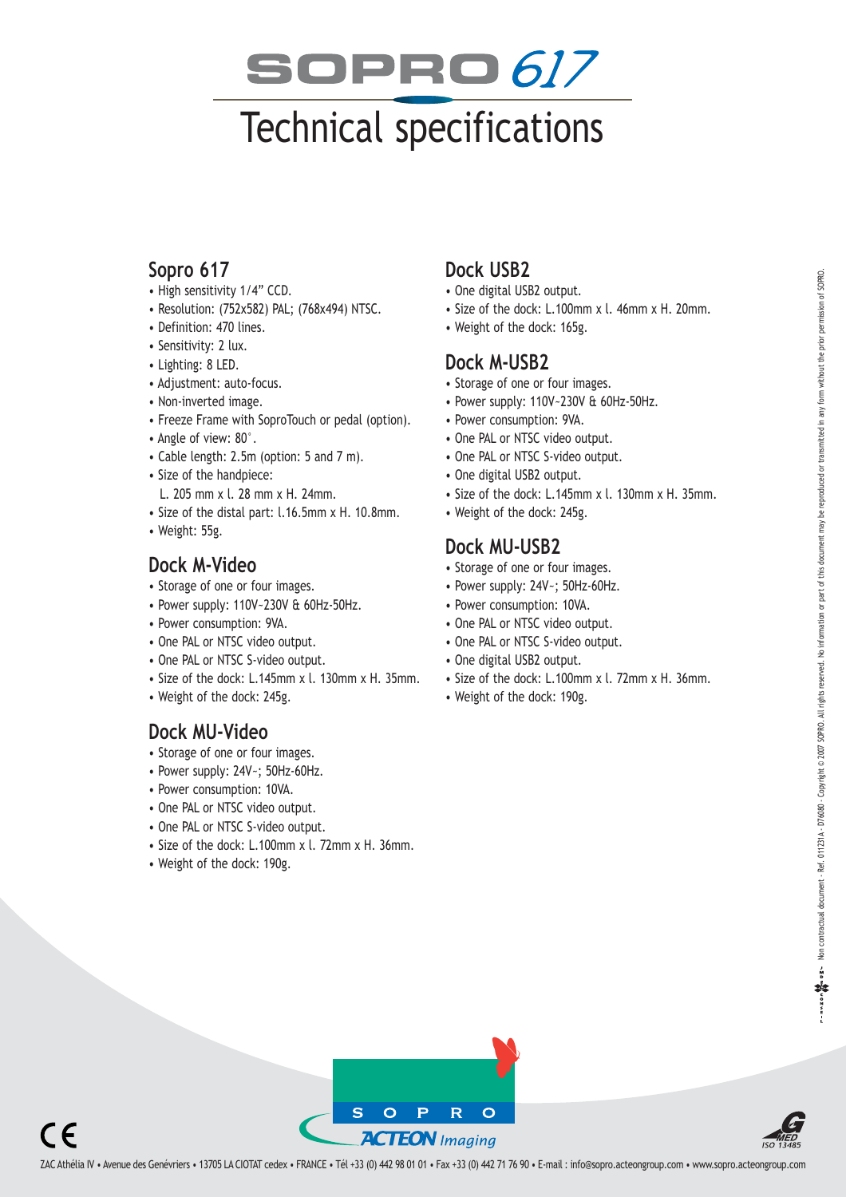# SOPRO 617

# Technical specifications

## Sopro 617

- High sensitivity 1/4" CCD.
- Resolution: (752x582) PAL; (768x494) NTSC.
- Definition: 470 lines.
- Sensitivity: 2 lux.
- Lighting: 8 LED.
- Adjustment: auto-focus.
- Non-inverted image.
- Freeze Frame with SoproTouch or pedal (option).
- Angle of view: 80°.
- Cable length: 2.5m (option: 5 and 7 m).
- Size of the handpiece:
  L. 205 mm x l. 28 mm x H. 24mm.
- Size of the distal part: l.16.5mm x H. 10.8mm.
- Weight: 55g.

## Dock M-Video

- Storage of one or four images.
- Power supply: 110V~230V & 60Hz-50Hz.
- Power consumption: 9VA.
- One PAL or NTSC video output.
- One PAL or NTSC S-video output.
- Size of the dock: L.145mm x l. 130mm x H. 35mm.
- Weight of the dock: 245g.

## Dock MU-Video

- Storage of one or four images.
- Power supply: 24V~; 50Hz-60Hz.
- Power consumption: 10VA.
- One PAL or NTSC video output.
- One PAL or NTSC S-video output.
- Size of the dock: L.100mm x l. 72mm x H. 36mm.
- Weight of the dock: 190g.

## Dock USB2

- One digital USB2 output.
- Size of the dock: L.100mm x l. 46mm x H. 20mm.
- Weight of the dock: 165g.

## Dock M-USB2

- Storage of one or four images.
- Power supply: 110V~230V & 60Hz-50Hz.
- Power consumption: 9VA.
- One PAL or NTSC video output.
- One PAL or NTSC S-video output.
- One digital USB2 output.
- Size of the dock: L.145mm x l. 130mm x H. 35mm.
- Weight of the dock: 245g.

## Dock MU-USB2

- Storage of one or four images.
- Power supply: 24V~; 50Hz-60Hz.
- Power consumption: 10VA.
- One PAL or NTSC video output.
- One PAL or NTSC S-video output.
- One digital USB2 output.
- Size of the dock: L.100mm x l. 72mm x H. 36mm.
- Weight of the dock: 190g.

Non contractual document - Ref. 011231A - D76080 - Copyright © 2007 SOPRO. All rights reserved. No information or part of this document may be reproduced or transmitted in any form without the prior permission of SOPRO.

SOPRO ACTEON Imaging

ISO 13485

ZAC Athélia IV • Avenue des Genévriers • 13705 LA CIOTAT cedex • FRANCE • Tél +33 (0) 442 98 01 01 • Fax +33 (0) 442 71 76 90 • E-mail : info@sopro.acteongroup.com • www.sopro.acteongroup.com